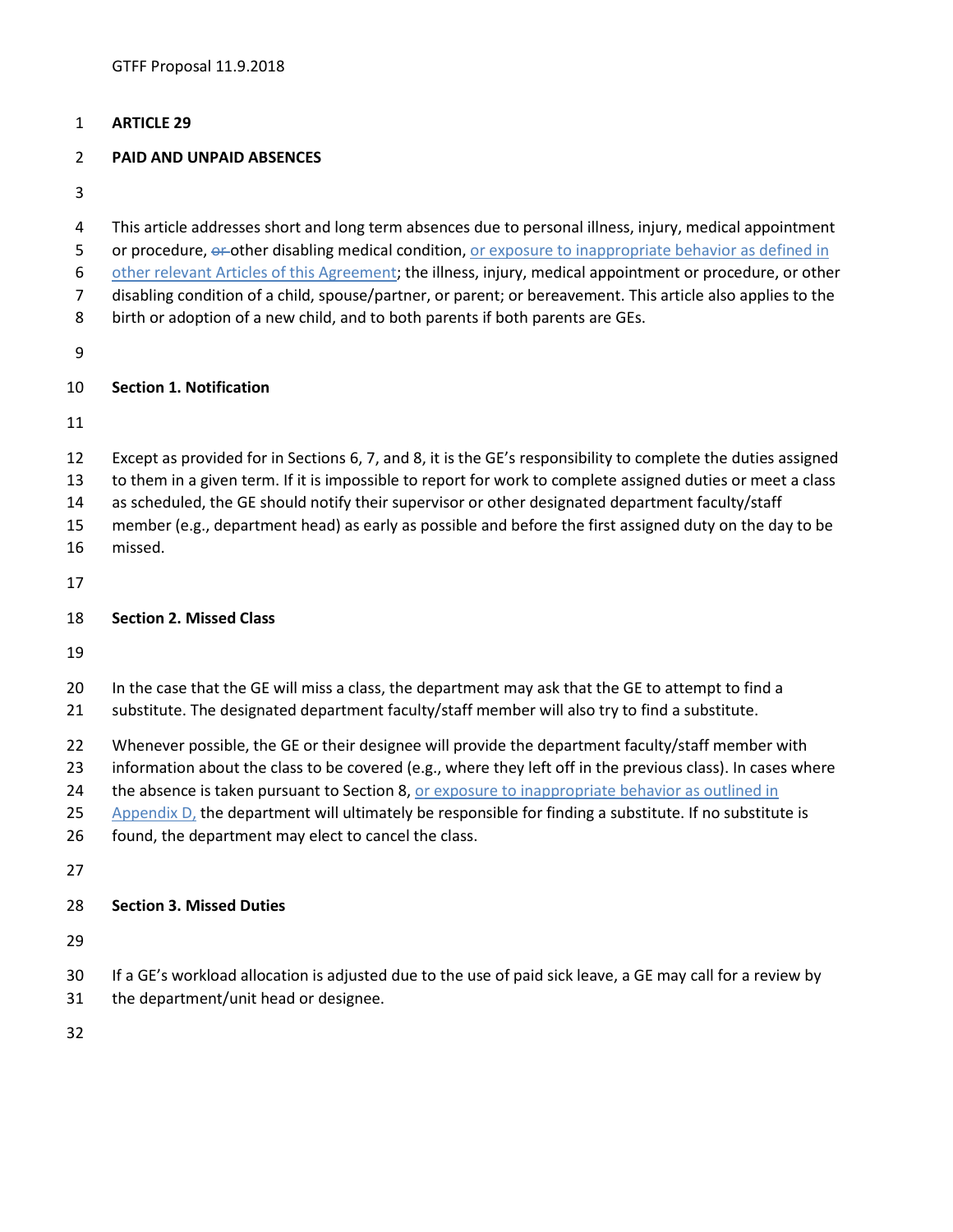GTFF Proposal 11.9.2018

# ARTICLE 29

## PAID AND UNPAID ABSENCES

This article addresses short and long term absences due to personal illness, injury, medical appointment or procedure, ~~or~~ other disabling medical condition, or exposure to inappropriate behavior as defined in other relevant Articles of this Agreement; the illness, injury, medical appointment or procedure, or other disabling condition of a child, spouse/partner, or parent; or bereavement. This article also applies to the birth or adoption of a new child, and to both parents if both parents are GEs.

### Section 1. Notification

Except as provided for in Sections 6, 7, and 8, it is the GE's responsibility to complete the duties assigned to them in a given term. If it is impossible to report for work to complete assigned duties or meet a class as scheduled, the GE should notify their supervisor or other designated department faculty/staff member (e.g., department head) as early as possible and before the first assigned duty on the day to be missed.

### Section 2. Missed Class

In the case that the GE will miss a class, the department may ask that the GE to attempt to find a substitute. The designated department faculty/staff member will also try to find a substitute.

Whenever possible, the GE or their designee will provide the department faculty/staff member with information about the class to be covered (e.g., where they left off in the previous class). In cases where the absence is taken pursuant to Section 8, or exposure to inappropriate behavior as outlined in Appendix D, the department will ultimately be responsible for finding a substitute. If no substitute is found, the department may elect to cancel the class.

### Section 3. Missed Duties

If a GE's workload allocation is adjusted due to the use of paid sick leave, a GE may call for a review by the department/unit head or designee.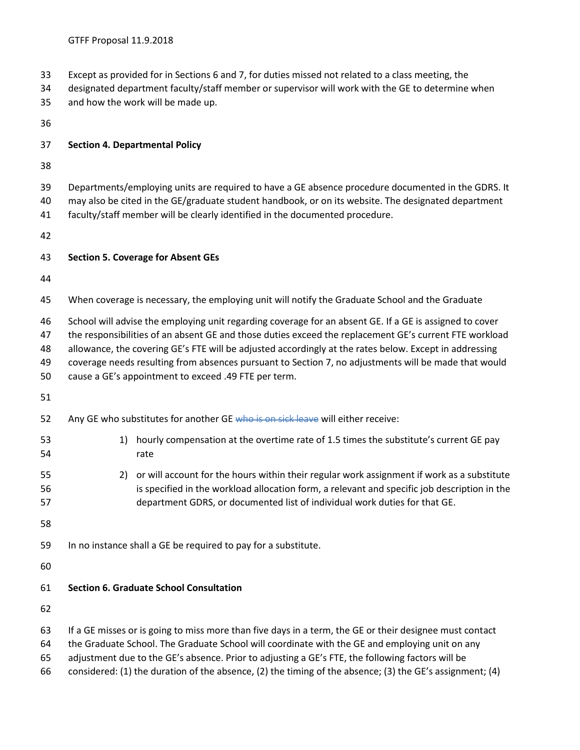Except as provided for in Sections 6 and 7, for duties missed not related to a class meeting, the designated department faculty/staff member or supervisor will work with the GE to determine when and how the work will be made up.

**Section 4. Departmental Policy**

Departments/employing units are required to have a GE absence procedure documented in the GDRS. It may also be cited in the GE/graduate student handbook, or on its website. The designated department faculty/staff member will be clearly identified in the documented procedure.

**Section 5. Coverage for Absent GEs**

When coverage is necessary, the employing unit will notify the Graduate School and the Graduate School will advise the employing unit regarding coverage for an absent GE. If a GE is assigned to cover the responsibilities of an absent GE and those duties exceed the replacement GE's current FTE workload allowance, the covering GE's FTE will be adjusted accordingly at the rates below. Except in addressing coverage needs resulting from absences pursuant to Section 7, no adjustments will be made that would cause a GE's appointment to exceed .49 FTE per term.

Any GE who substitutes for another GE ~~who is on sick leave~~ will either receive:

1) hourly compensation at the overtime rate of 1.5 times the substitute's current GE pay rate
2) or will account for the hours within their regular work assignment if work as a substitute is specified in the workload allocation form, a relevant and specific job description in the department GDRS, or documented list of individual work duties for that GE.

In no instance shall a GE be required to pay for a substitute.

**Section 6. Graduate School Consultation**

If a GE misses or is going to miss more than five days in a term, the GE or their designee must contact the Graduate School. The Graduate School will coordinate with the GE and employing unit on any adjustment due to the GE's absence. Prior to adjusting a GE's FTE, the following factors will be considered: (1) the duration of the absence, (2) the timing of the absence; (3) the GE's assignment; (4)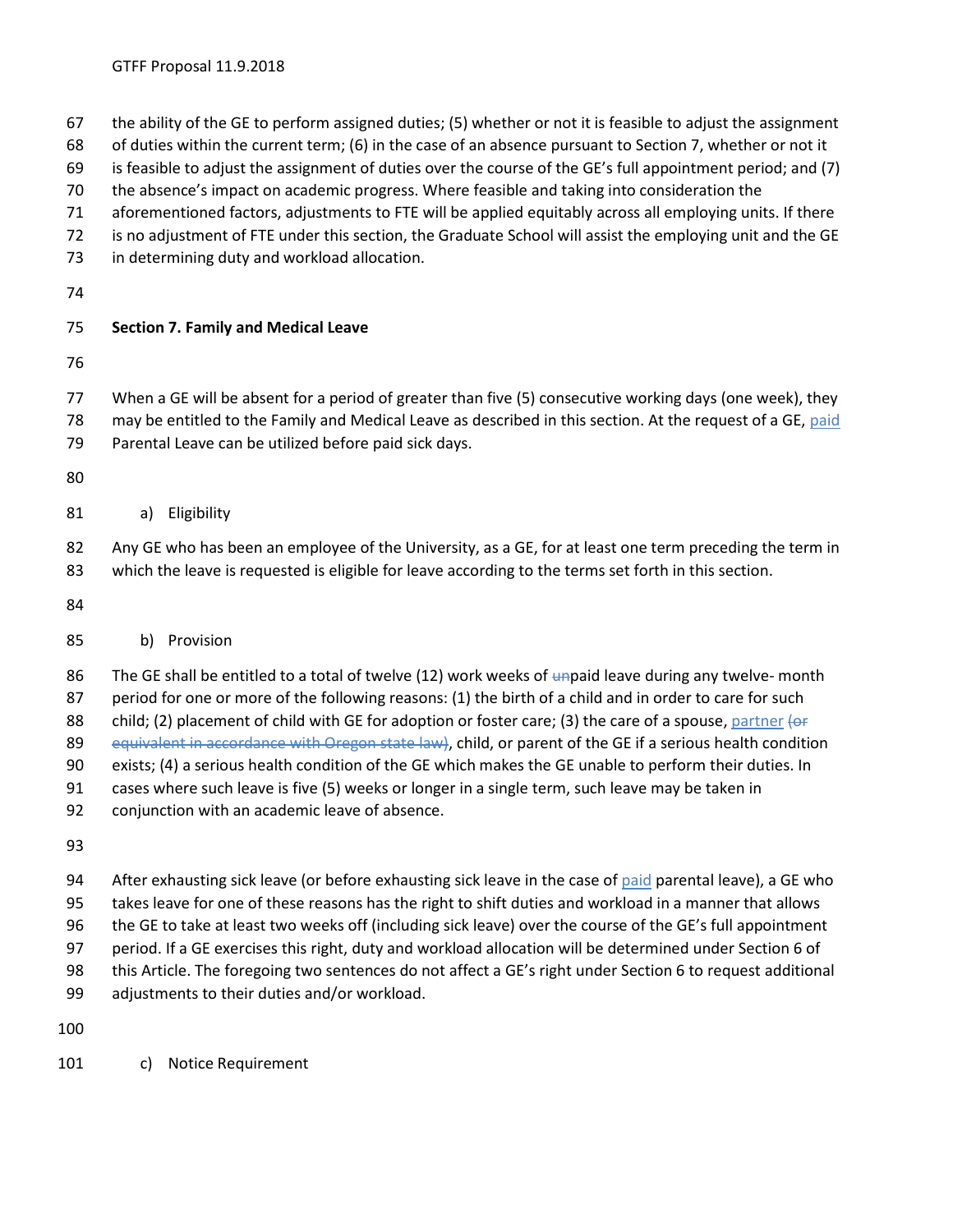the ability of the GE to perform assigned duties; (5) whether or not it is feasible to adjust the assignment of duties within the current term; (6) in the case of an absence pursuant to Section 7, whether or not it is feasible to adjust the assignment of duties over the course of the GE's full appointment period; and (7) the absence's impact on academic progress. Where feasible and taking into consideration the aforementioned factors, adjustments to FTE will be applied equitably across all employing units. If there is no adjustment of FTE under this section, the Graduate School will assist the employing unit and the GE in determining duty and workload allocation.

**Section 7. Family and Medical Leave**

When a GE will be absent for a period of greater than five (5) consecutive working days (one week), they may be entitled to the Family and Medical Leave as described in this section. At the request of a GE, paid Parental Leave can be utilized before paid sick days.

a) Eligibility

Any GE who has been an employee of the University, as a GE, for at least one term preceding the term in which the leave is requested is eligible for leave according to the terms set forth in this section.

b) Provision

The GE shall be entitled to a total of twelve (12) work weeks of ~~un~~paid leave during any twelve- month period for one or more of the following reasons: (1) the birth of a child and in order to care for such child; (2) placement of child with GE for adoption or foster care; (3) the care of a spouse, partner ~~(or equivalent in accordance with Oregon state law)~~, child, or parent of the GE if a serious health condition exists; (4) a serious health condition of the GE which makes the GE unable to perform their duties. In cases where such leave is five (5) weeks or longer in a single term, such leave may be taken in conjunction with an academic leave of absence.

After exhausting sick leave (or before exhausting sick leave in the case of paid parental leave), a GE who takes leave for one of these reasons has the right to shift duties and workload in a manner that allows the GE to take at least two weeks off (including sick leave) over the course of the GE's full appointment period. If a GE exercises this right, duty and workload allocation will be determined under Section 6 of this Article. The foregoing two sentences do not affect a GE's right under Section 6 to request additional adjustments to their duties and/or workload.

c) Notice Requirement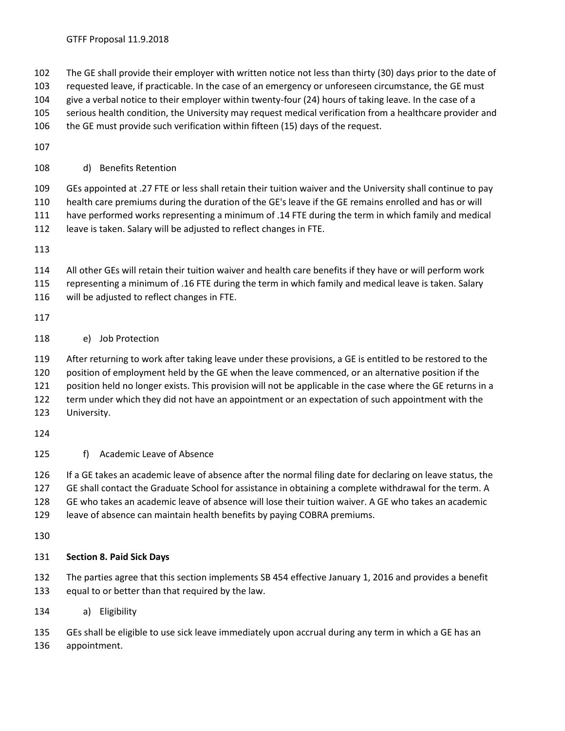The GE shall provide their employer with written notice not less than thirty (30) days prior to the date of requested leave, if practicable. In the case of an emergency or unforeseen circumstance, the GE must give a verbal notice to their employer within twenty-four (24) hours of taking leave. In the case of a serious health condition, the University may request medical verification from a healthcare provider and the GE must provide such verification within fifteen (15) days of the request.

d) Benefits Retention

GEs appointed at .27 FTE or less shall retain their tuition waiver and the University shall continue to pay health care premiums during the duration of the GE's leave if the GE remains enrolled and has or will have performed works representing a minimum of .14 FTE during the term in which family and medical leave is taken. Salary will be adjusted to reflect changes in FTE.

All other GEs will retain their tuition waiver and health care benefits if they have or will perform work representing a minimum of .16 FTE during the term in which family and medical leave is taken. Salary will be adjusted to reflect changes in FTE.

e) Job Protection

After returning to work after taking leave under these provisions, a GE is entitled to be restored to the position of employment held by the GE when the leave commenced, or an alternative position if the position held no longer exists. This provision will not be applicable in the case where the GE returns in a term under which they did not have an appointment or an expectation of such appointment with the University.

f) Academic Leave of Absence

If a GE takes an academic leave of absence after the normal filing date for declaring on leave status, the GE shall contact the Graduate School for assistance in obtaining a complete withdrawal for the term. A GE who takes an academic leave of absence will lose their tuition waiver. A GE who takes an academic leave of absence can maintain health benefits by paying COBRA premiums.

**Section 8. Paid Sick Days**

The parties agree that this section implements SB 454 effective January 1, 2016 and provides a benefit equal to or better than that required by the law.

a) Eligibility

GEs shall be eligible to use sick leave immediately upon accrual during any term in which a GE has an appointment.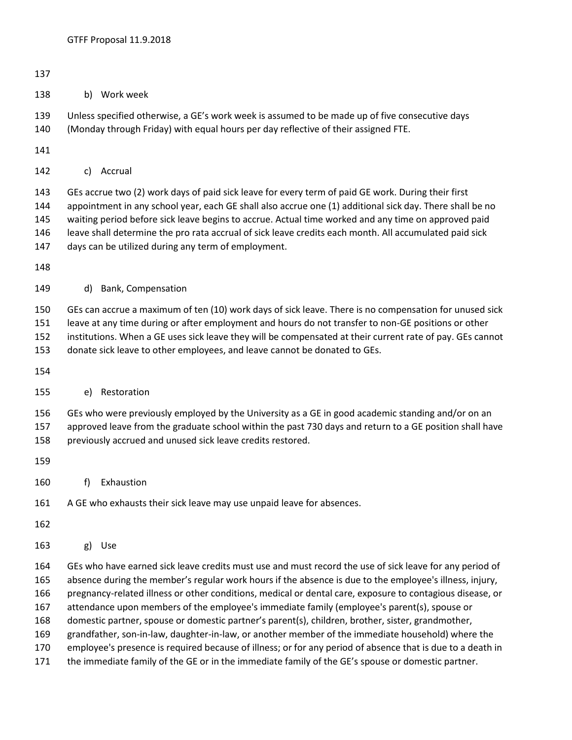b) Work week

Unless specified otherwise, a GE's work week is assumed to be made up of five consecutive days (Monday through Friday) with equal hours per day reflective of their assigned FTE.

c) Accrual

GEs accrue two (2) work days of paid sick leave for every term of paid GE work. During their first appointment in any school year, each GE shall also accrue one (1) additional sick day. There shall be no waiting period before sick leave begins to accrue. Actual time worked and any time on approved paid leave shall determine the pro rata accrual of sick leave credits each month. All accumulated paid sick days can be utilized during any term of employment.

d) Bank, Compensation

GEs can accrue a maximum of ten (10) work days of sick leave. There is no compensation for unused sick leave at any time during or after employment and hours do not transfer to non-GE positions or other institutions. When a GE uses sick leave they will be compensated at their current rate of pay. GEs cannot donate sick leave to other employees, and leave cannot be donated to GEs.

e) Restoration

GEs who were previously employed by the University as a GE in good academic standing and/or on an approved leave from the graduate school within the past 730 days and return to a GE position shall have previously accrued and unused sick leave credits restored.

f) Exhaustion

A GE who exhausts their sick leave may use unpaid leave for absences.

g) Use

GEs who have earned sick leave credits must use and must record the use of sick leave for any period of absence during the member's regular work hours if the absence is due to the employee's illness, injury, pregnancy-related illness or other conditions, medical or dental care, exposure to contagious disease, or attendance upon members of the employee's immediate family (employee's parent(s), spouse or domestic partner, spouse or domestic partner's parent(s), children, brother, sister, grandmother, grandfather, son-in-law, daughter-in-law, or another member of the immediate household) where the employee's presence is required because of illness; or for any period of absence that is due to a death in the immediate family of the GE or in the immediate family of the GE's spouse or domestic partner.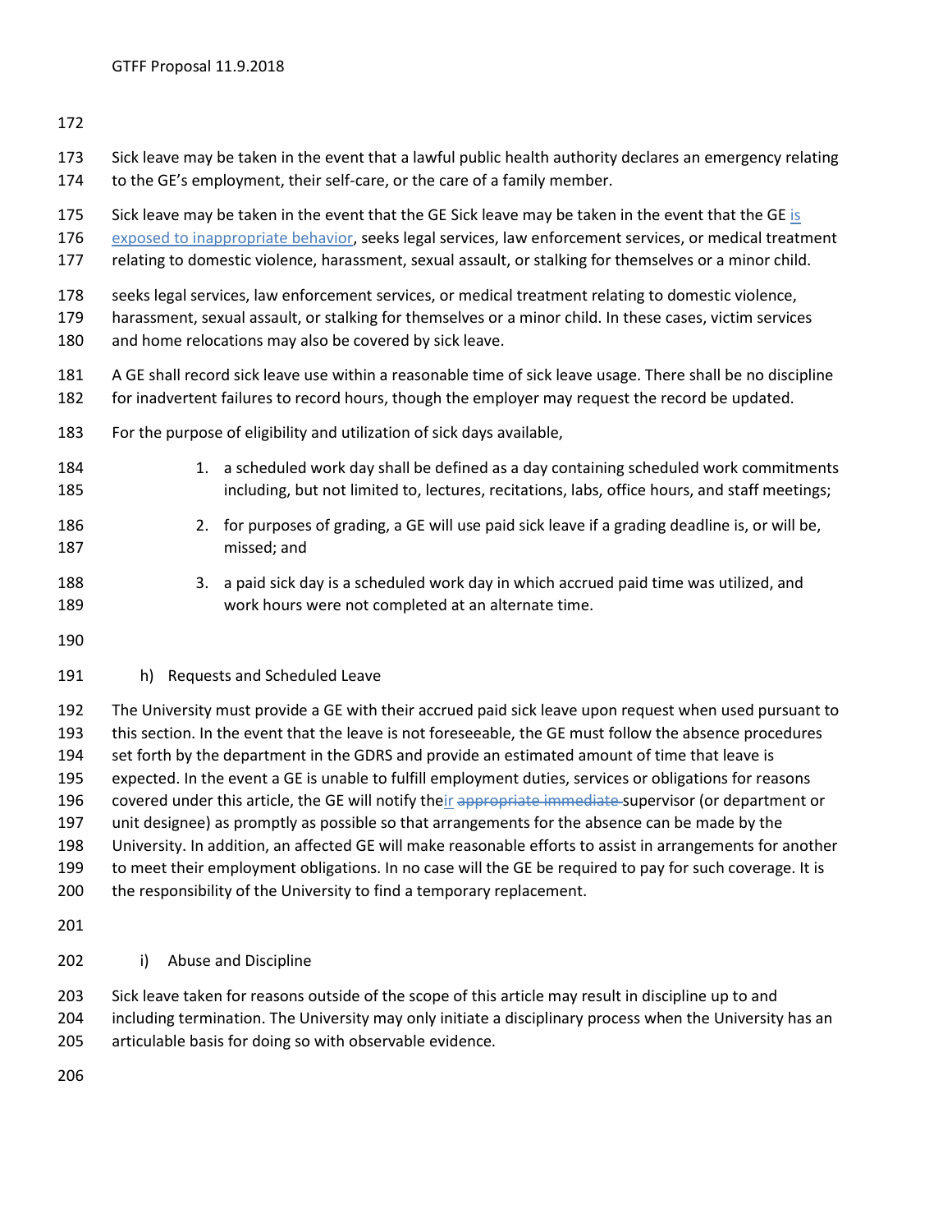Sick leave may be taken in the event that a lawful public health authority declares an emergency relating to the GE's employment, their self-care, or the care of a family member.

Sick leave may be taken in the event that the GE Sick leave may be taken in the event that the GE is exposed to inappropriate behavior, seeks legal services, law enforcement services, or medical treatment relating to domestic violence, harassment, sexual assault, or stalking for themselves or a minor child.

seeks legal services, law enforcement services, or medical treatment relating to domestic violence, harassment, sexual assault, or stalking for themselves or a minor child. In these cases, victim services and home relocations may also be covered by sick leave.

A GE shall record sick leave use within a reasonable time of sick leave usage. There shall be no discipline for inadvertent failures to record hours, though the employer may request the record be updated.

For the purpose of eligibility and utilization of sick days available,

1. a scheduled work day shall be defined as a day containing scheduled work commitments including, but not limited to, lectures, recitations, labs, office hours, and staff meetings;
2. for purposes of grading, a GE will use paid sick leave if a grading deadline is, or will be, missed; and
3. a paid sick day is a scheduled work day in which accrued paid time was utilized, and work hours were not completed at an alternate time.

h) Requests and Scheduled Leave

The University must provide a GE with their accrued paid sick leave upon request when used pursuant to this section. In the event that the leave is not foreseeable, the GE must follow the absence procedures set forth by the department in the GDRS and provide an estimated amount of time that leave is expected. In the event a GE is unable to fulfill employment duties, services or obligations for reasons covered under this article, the GE will notify their ~~appropriate immediate~~ supervisor (or department or unit designee) as promptly as possible so that arrangements for the absence can be made by the University. In addition, an affected GE will make reasonable efforts to assist in arrangements for another to meet their employment obligations. In no case will the GE be required to pay for such coverage. It is the responsibility of the University to find a temporary replacement.

i) Abuse and Discipline

Sick leave taken for reasons outside of the scope of this article may result in discipline up to and including termination. The University may only initiate a disciplinary process when the University has an articulable basis for doing so with observable evidence.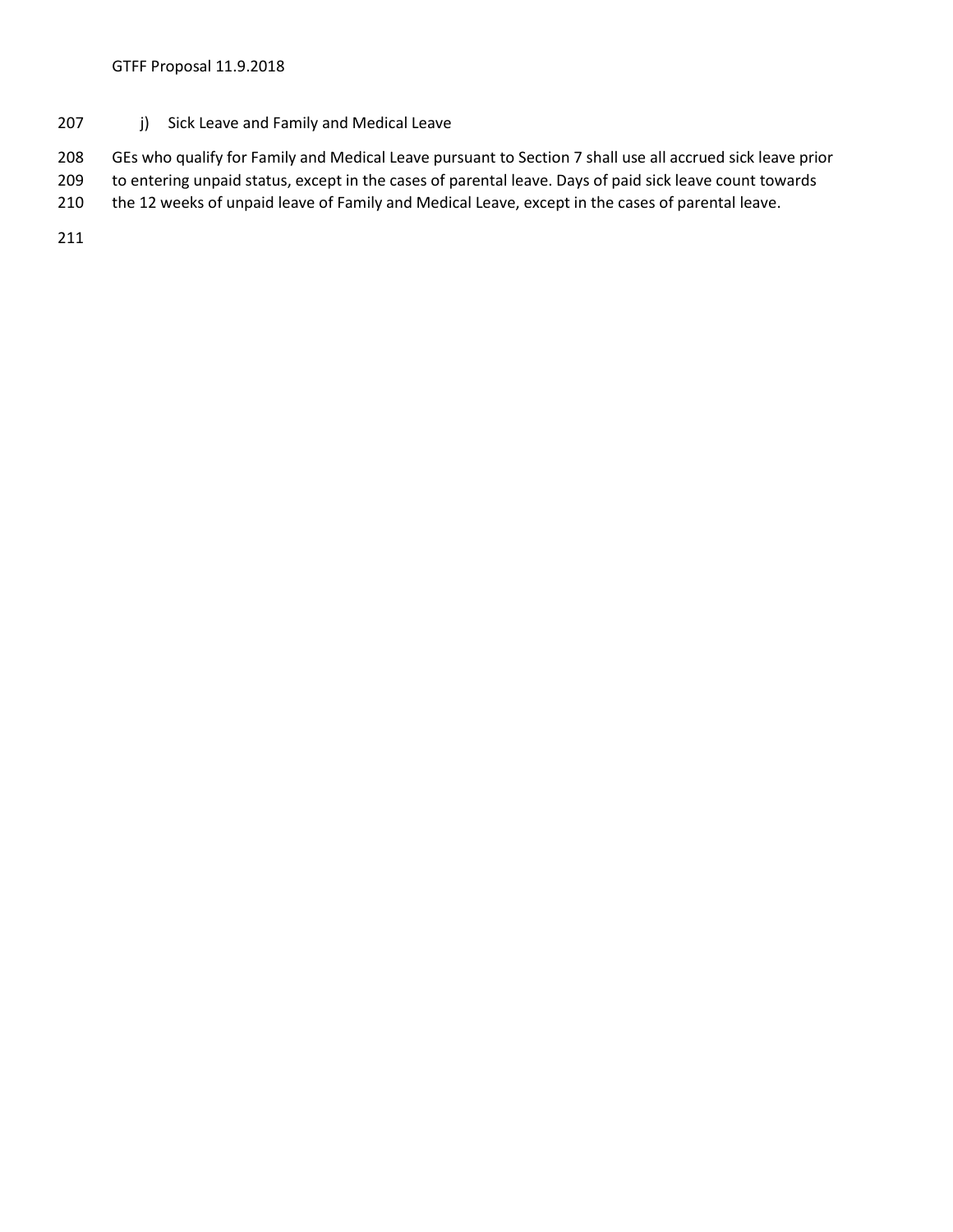j) Sick Leave and Family and Medical Leave

GEs who qualify for Family and Medical Leave pursuant to Section 7 shall use all accrued sick leave prior to entering unpaid status, except in the cases of parental leave. Days of paid sick leave count towards the 12 weeks of unpaid leave of Family and Medical Leave, except in the cases of parental leave.